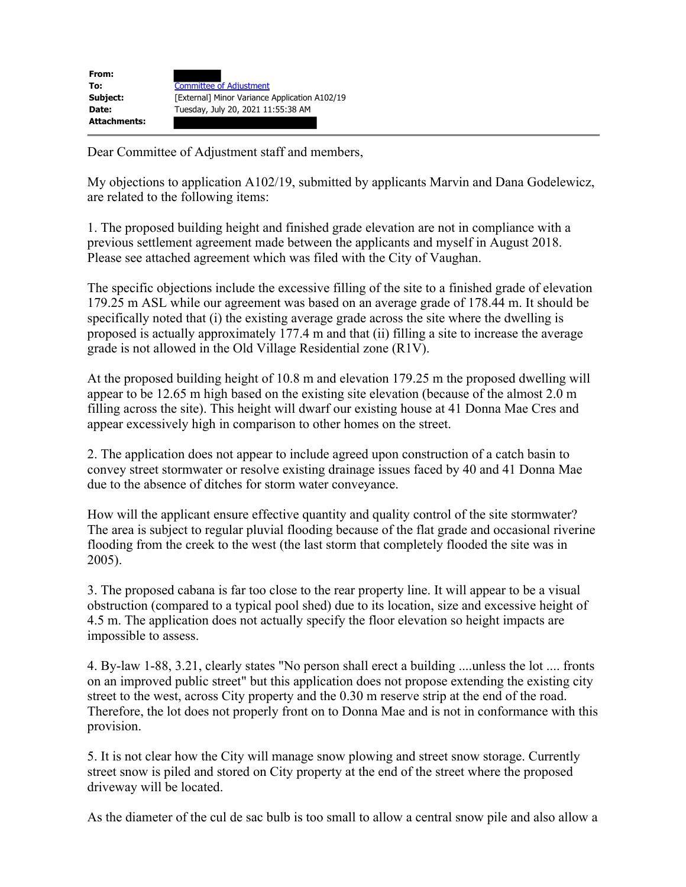**From:**
**To:** Committee of Adjustment
**Subject:** [External] Minor Variance Application A102/19
**Date:** Tuesday, July 20, 2021 11:55:38 AM
**Attachments:**

---

Dear Committee of Adjustment staff and members,

My objections to application A102/19, submitted by applicants Marvin and Dana Godelewicz, are related to the following items:

1. The proposed building height and finished grade elevation are not in compliance with a previous settlement agreement made between the applicants and myself in August 2018. Please see attached agreement which was filed with the City of Vaughan.

The specific objections include the excessive filling of the site to a finished grade of elevation 179.25 m ASL while our agreement was based on an average grade of 178.44 m. It should be specifically noted that (i) the existing average grade across the site where the dwelling is proposed is actually approximately 177.4 m and that (ii) filling a site to increase the average grade is not allowed in the Old Village Residential zone (R1V).

At the proposed building height of 10.8 m and elevation 179.25 m the proposed dwelling will appear to be 12.65 m high based on the existing site elevation (because of the almost 2.0 m filling across the site). This height will dwarf our existing house at 41 Donna Mae Cres and appear excessively high in comparison to other homes on the street.

2. The application does not appear to include agreed upon construction of a catch basin to convey street stormwater or resolve existing drainage issues faced by 40 and 41 Donna Mae due to the absence of ditches for storm water conveyance.

How will the applicant ensure effective quantity and quality control of the site stormwater? The area is subject to regular pluvial flooding because of the flat grade and occasional riverine flooding from the creek to the west (the last storm that completely flooded the site was in 2005).

3. The proposed cabana is far too close to the rear property line. It will appear to be a visual obstruction (compared to a typical pool shed) due to its location, size and excessive height of 4.5 m. The application does not actually specify the floor elevation so height impacts are impossible to assess.

4. By-law 1-88, 3.21, clearly states "No person shall erect a building ....unless the lot .... fronts on an improved public street" but this application does not propose extending the existing city street to the west, across City property and the 0.30 m reserve strip at the end of the road. Therefore, the lot does not properly front on to Donna Mae and is not in conformance with this provision.

5. It is not clear how the City will manage snow plowing and street snow storage. Currently street snow is piled and stored on City property at the end of the street where the proposed driveway will be located.

As the diameter of the cul de sac bulb is too small to allow a central snow pile and also allow a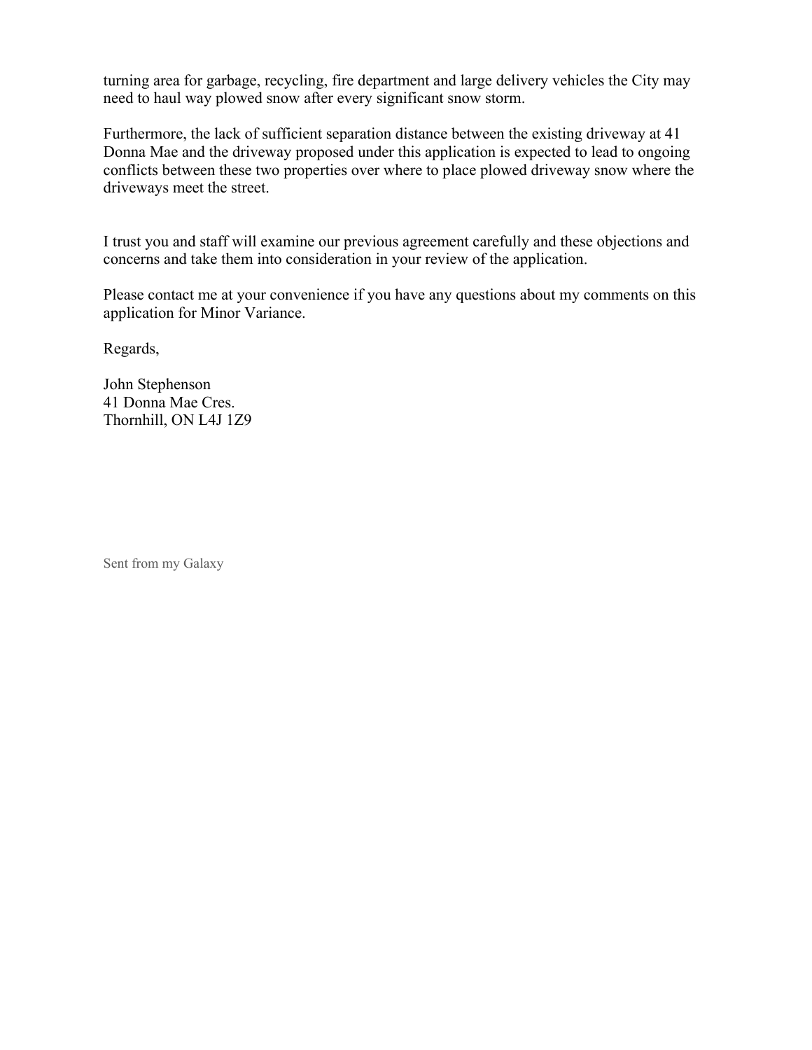turning area for garbage, recycling, fire department and large delivery vehicles the City may need to haul way plowed snow after every significant snow storm.

Furthermore, the lack of sufficient separation distance between the existing driveway at 41 Donna Mae and the driveway proposed under this application is expected to lead to ongoing conflicts between these two properties over where to place plowed driveway snow where the driveways meet the street.

I trust you and staff will examine our previous agreement carefully and these objections and concerns and take them into consideration in your review of the application.

Please contact me at your convenience if you have any questions about my comments on this application for Minor Variance.

Regards,

John Stephenson
41 Donna Mae Cres.
Thornhill, ON L4J 1Z9

Sent from my Galaxy